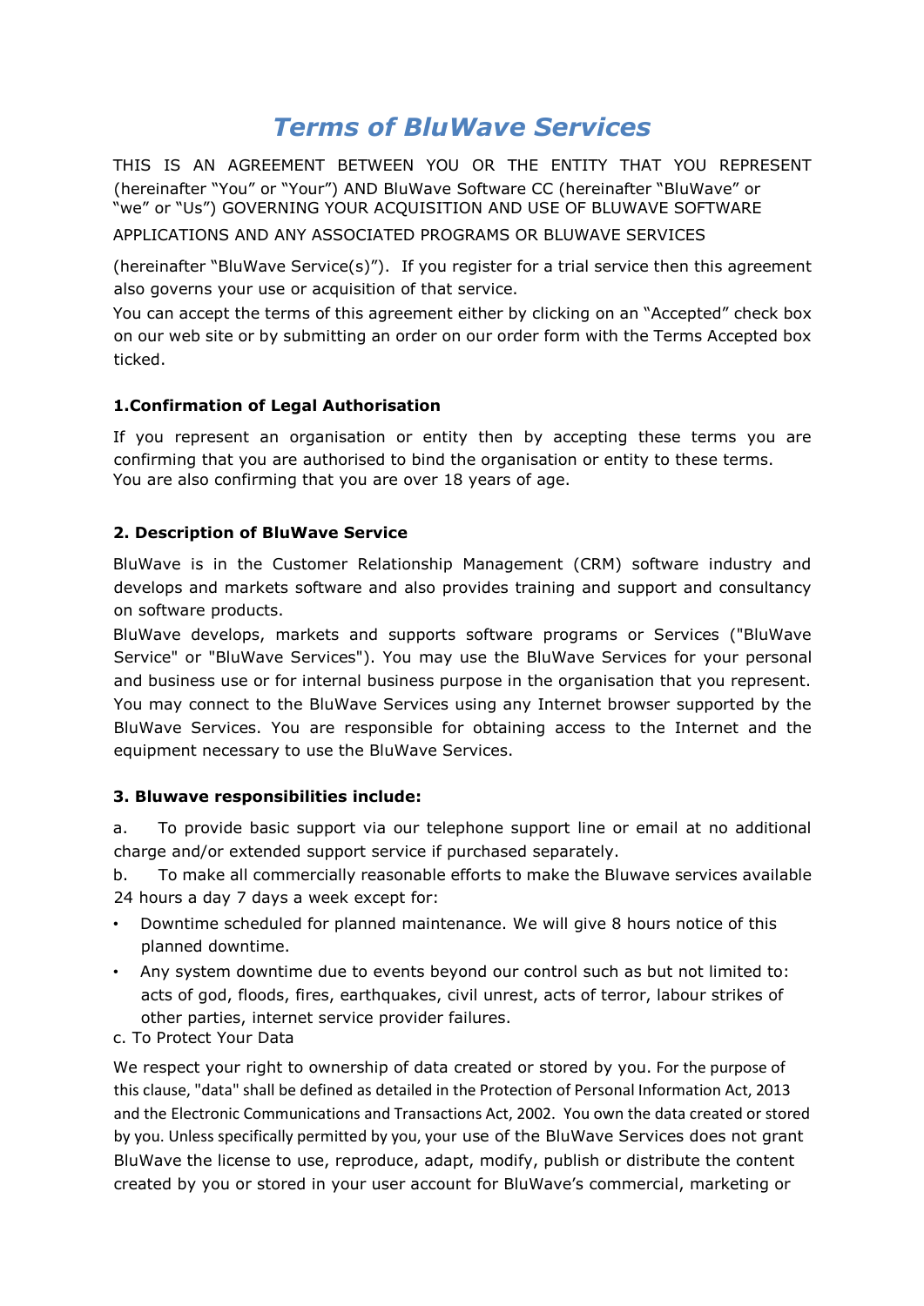# *Terms of BluWave Services*

THIS IS AN AGREEMENT BETWEEN YOU OR THE ENTITY THAT YOU REPRESENT (hereinafter "You" or "Your") AND BluWave Software CC (hereinafter "BluWave" or "we" or "Us") GOVERNING YOUR ACQUISITION AND USE OF BLUWAVE SOFTWARE APPLICATIONS AND ANY ASSOCIATED PROGRAMS OR BLUWAVE SERVICES

(hereinafter "BluWave Service(s)"). If you register for a trial service then this agreement also governs your use or acquisition of that service.

You can accept the terms of this agreement either by clicking on an "Accepted" check box on our web site or by submitting an order on our order form with the Terms Accepted box ticked.

**1.Confirmation of Legal Authorisation**

If you represent an organisation or entity then by accepting these terms you are confirming that you are authorised to bind the organisation or entity to these terms. You are also confirming that you are over 18 years of age.

**2. Description of BluWave Service**

BluWave is in the Customer Relationship Management (CRM) software industry and develops and markets software and also provides training and support and consultancy on software products.

BluWave develops, markets and supports software programs or Services ("BluWave Service" or "BluWave Services"). You may use the BluWave Services for your personal and business use or for internal business purpose in the organisation that you represent. You may connect to the BluWave Services using any Internet browser supported by the BluWave Services. You are responsible for obtaining access to the Internet and the equipment necessary to use the BluWave Services.

**3. Bluwave responsibilities include:**

a. To provide basic support via our telephone support line or email at no additional charge and/or extended support service if purchased separately.

b. To make all commercially reasonable efforts to make the Bluwave services available 24 hours a day 7 days a week except for:

- Downtime scheduled for planned maintenance. We will give 8 hours notice of this planned downtime.
- Any system downtime due to events beyond our control such as but not limited to: acts of god, floods, fires, earthquakes, civil unrest, acts of terror, labour strikes of other parties, internet service provider failures.

c. To Protect Your Data

We respect your right to ownership of data created or stored by you. For the purpose of this clause, "data" shall be defined as detailed in the Protection of Personal Information Act, 2013 and the Electronic Communications and Transactions Act, 2002. You own the data created or stored by you. Unless specifically permitted by you, your use of the BluWave Services does not grant BluWave the license to use, reproduce, adapt, modify, publish or distribute the content created by you or stored in your user account for BluWave's commercial, marketing or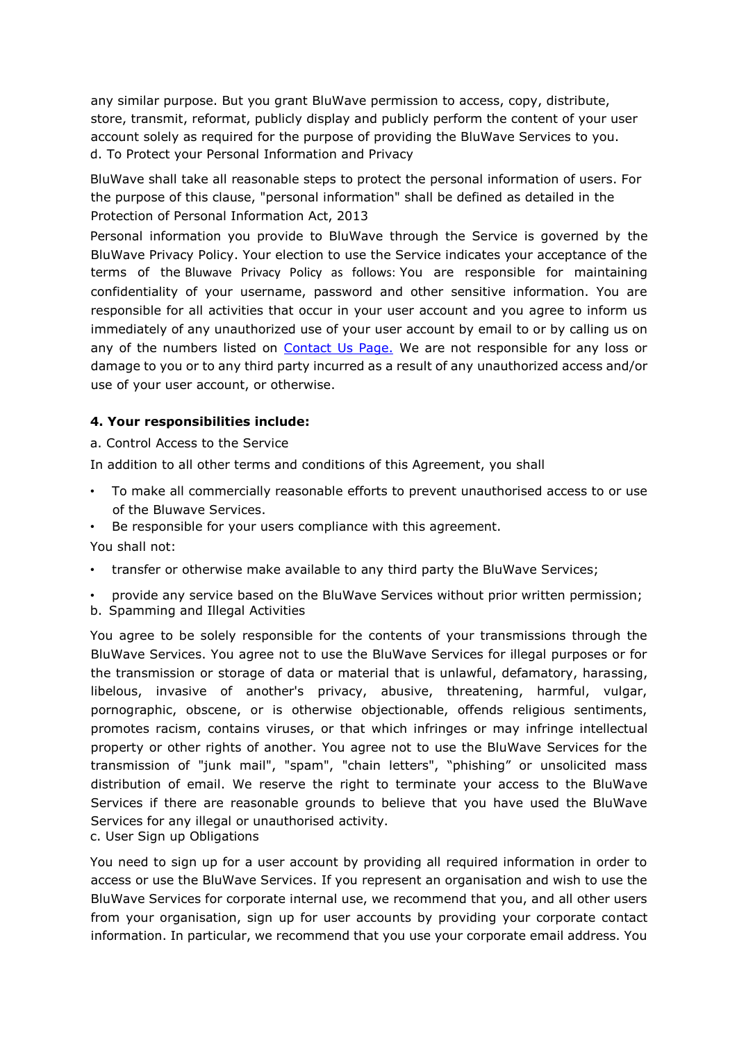any similar purpose. But you grant BluWave permission to access, copy, distribute, store, transmit, reformat, publicly display and publicly perform the content of your user account solely as required for the purpose of providing the BluWave Services to you.

d. To Protect your Personal Information and Privacy

BluWave shall take all reasonable steps to protect the personal information of users. For the purpose of this clause, "personal information" shall be defined as detailed in the Protection of Personal Information Act, 2013

Personal information you provide to BluWave through the Service is governed by the BluWave Privacy Policy. Your election to use the Service indicates your acceptance of the terms of the Bluwave Privacy Policy as follows: You are responsible for maintaining confidentiality of your username, password and other sensitive information. You are responsible for all activities that occur in your user account and you agree to inform us immediately of any unauthorized use of your user account by email to or by calling us on any of the numbers listed on [Contact Us Page.]() We are not responsible for any loss or damage to you or to any third party incurred as a result of any unauthorized access and/or use of your user account, or otherwise.

**4. Your responsibilities include:**

a. Control Access to the Service

In addition to all other terms and conditions of this Agreement, you shall

- To make all commercially reasonable efforts to prevent unauthorised access to or use of the Bluwave Services.
- Be responsible for your users compliance with this agreement.

You shall not:

- transfer or otherwise make available to any third party the BluWave Services;
- provide any service based on the BluWave Services without prior written permission;

b. Spamming and Illegal Activities

You agree to be solely responsible for the contents of your transmissions through the BluWave Services. You agree not to use the BluWave Services for illegal purposes or for the transmission or storage of data or material that is unlawful, defamatory, harassing, libelous, invasive of another's privacy, abusive, threatening, harmful, vulgar, pornographic, obscene, or is otherwise objectionable, offends religious sentiments, promotes racism, contains viruses, or that which infringes or may infringe intellectual property or other rights of another. You agree not to use the BluWave Services for the transmission of "junk mail", "spam", "chain letters", "phishing" or unsolicited mass distribution of email. We reserve the right to terminate your access to the BluWave Services if there are reasonable grounds to believe that you have used the BluWave Services for any illegal or unauthorised activity.

c. User Sign up Obligations

You need to sign up for a user account by providing all required information in order to access or use the BluWave Services. If you represent an organisation and wish to use the BluWave Services for corporate internal use, we recommend that you, and all other users from your organisation, sign up for user accounts by providing your corporate contact information. In particular, we recommend that you use your corporate email address. You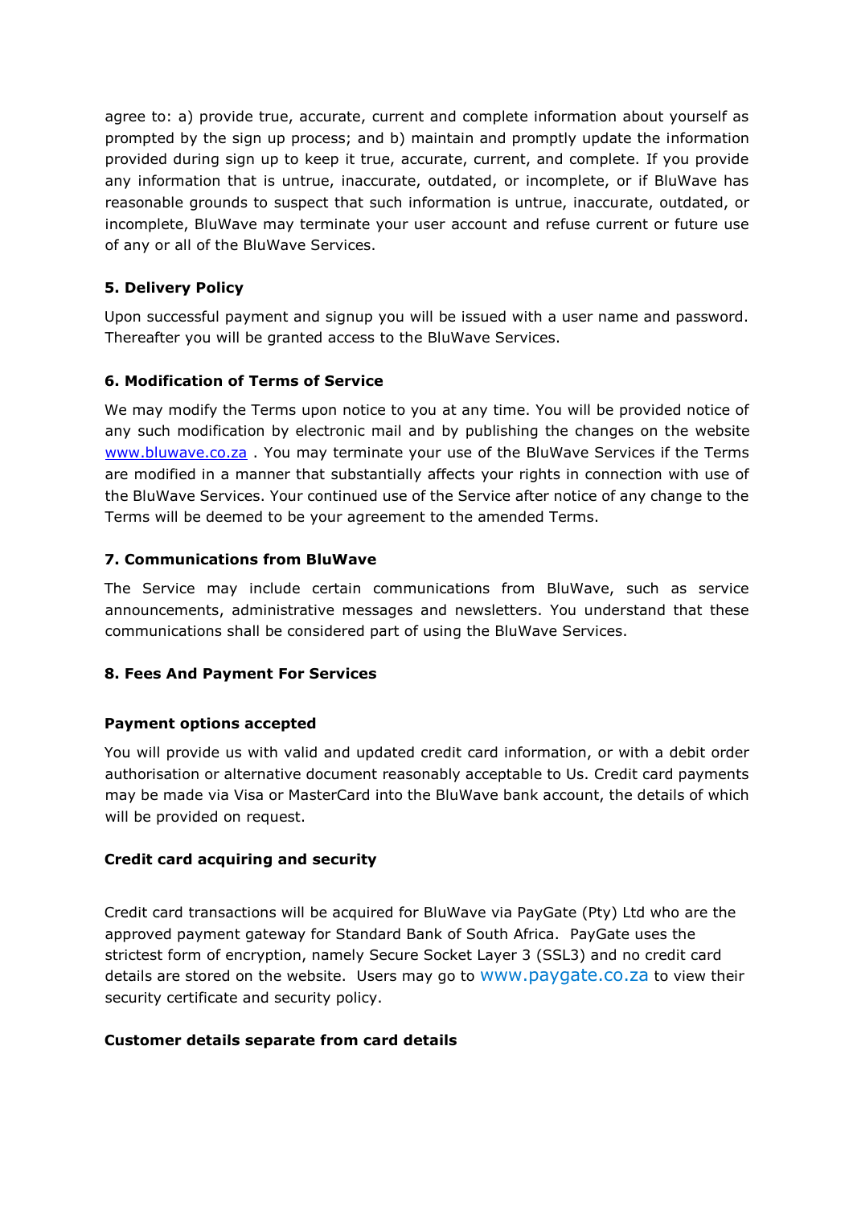agree to: a) provide true, accurate, current and complete information about yourself as prompted by the sign up process; and b) maintain and promptly update the information provided during sign up to keep it true, accurate, current, and complete. If you provide any information that is untrue, inaccurate, outdated, or incomplete, or if BluWave has reasonable grounds to suspect that such information is untrue, inaccurate, outdated, or incomplete, BluWave may terminate your user account and refuse current or future use of any or all of the BluWave Services.

**5. Delivery Policy**

Upon successful payment and signup you will be issued with a user name and password. Thereafter you will be granted access to the BluWave Services.

**6. Modification of Terms of Service**

We may modify the Terms upon notice to you at any time. You will be provided notice of any such modification by electronic mail and by publishing the changes on the website [www.bluwave.co.za](http://www.bluwave.co.za) . You may terminate your use of the BluWave Services if the Terms are modified in a manner that substantially affects your rights in connection with use of the BluWave Services. Your continued use of the Service after notice of any change to the Terms will be deemed to be your agreement to the amended Terms.

**7. Communications from BluWave**

The Service may include certain communications from BluWave, such as service announcements, administrative messages and newsletters. You understand that these communications shall be considered part of using the BluWave Services.

**8. Fees And Payment For Services**

**Payment options accepted**

You will provide us with valid and updated credit card information, or with a debit order authorisation or alternative document reasonably acceptable to Us. Credit card payments may be made via Visa or MasterCard into the BluWave bank account, the details of which will be provided on request.

**Credit card acquiring and security**

Credit card transactions will be acquired for BluWave via PayGate (Pty) Ltd who are the approved payment gateway for Standard Bank of South Africa. PayGate uses the strictest form of encryption, namely Secure Socket Layer 3 (SSL3) and no credit card details are stored on the website. Users may go to www.paygate.co.za to view their security certificate and security policy.

**Customer details separate from card details**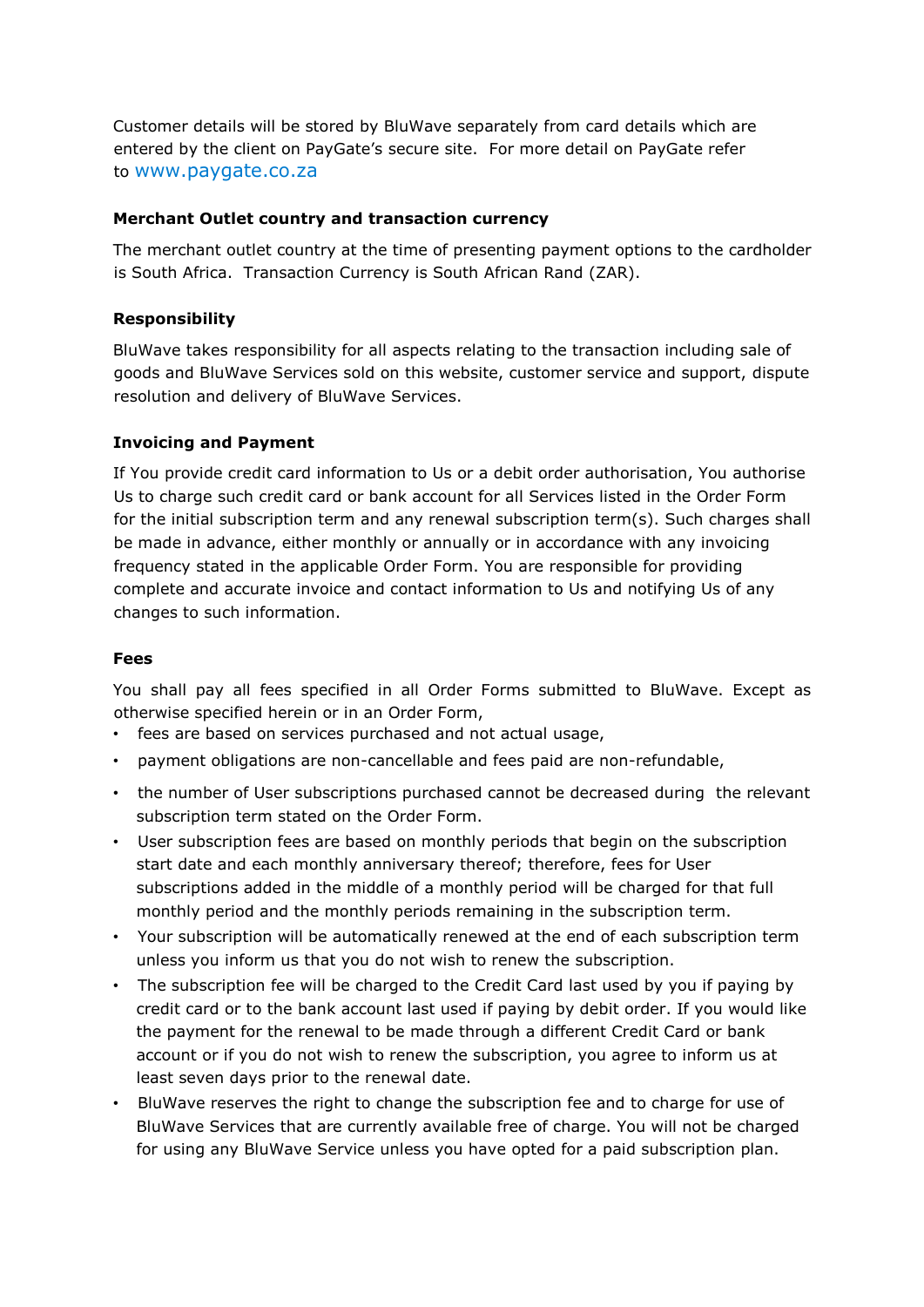Customer details will be stored by BluWave separately from card details which are entered by the client on PayGate's secure site. For more detail on PayGate refer to www.paygate.co.za

**Merchant Outlet country and transaction currency**

The merchant outlet country at the time of presenting payment options to the cardholder is South Africa. Transaction Currency is South African Rand (ZAR).

**Responsibility**

BluWave takes responsibility for all aspects relating to the transaction including sale of goods and BluWave Services sold on this website, customer service and support, dispute resolution and delivery of BluWave Services.

**Invoicing and Payment**

If You provide credit card information to Us or a debit order authorisation, You authorise Us to charge such credit card or bank account for all Services listed in the Order Form for the initial subscription term and any renewal subscription term(s). Such charges shall be made in advance, either monthly or annually or in accordance with any invoicing frequency stated in the applicable Order Form. You are responsible for providing complete and accurate invoice and contact information to Us and notifying Us of any changes to such information.

**Fees**

You shall pay all fees specified in all Order Forms submitted to BluWave. Except as otherwise specified herein or in an Order Form,

- fees are based on services purchased and not actual usage,
- payment obligations are non-cancellable and fees paid are non-refundable,
- the number of User subscriptions purchased cannot be decreased during the relevant subscription term stated on the Order Form.
- User subscription fees are based on monthly periods that begin on the subscription start date and each monthly anniversary thereof; therefore, fees for User subscriptions added in the middle of a monthly period will be charged for that full monthly period and the monthly periods remaining in the subscription term.
- Your subscription will be automatically renewed at the end of each subscription term unless you inform us that you do not wish to renew the subscription.
- The subscription fee will be charged to the Credit Card last used by you if paying by credit card or to the bank account last used if paying by debit order. If you would like the payment for the renewal to be made through a different Credit Card or bank account or if you do not wish to renew the subscription, you agree to inform us at least seven days prior to the renewal date.
- BluWave reserves the right to change the subscription fee and to charge for use of BluWave Services that are currently available free of charge. You will not be charged for using any BluWave Service unless you have opted for a paid subscription plan.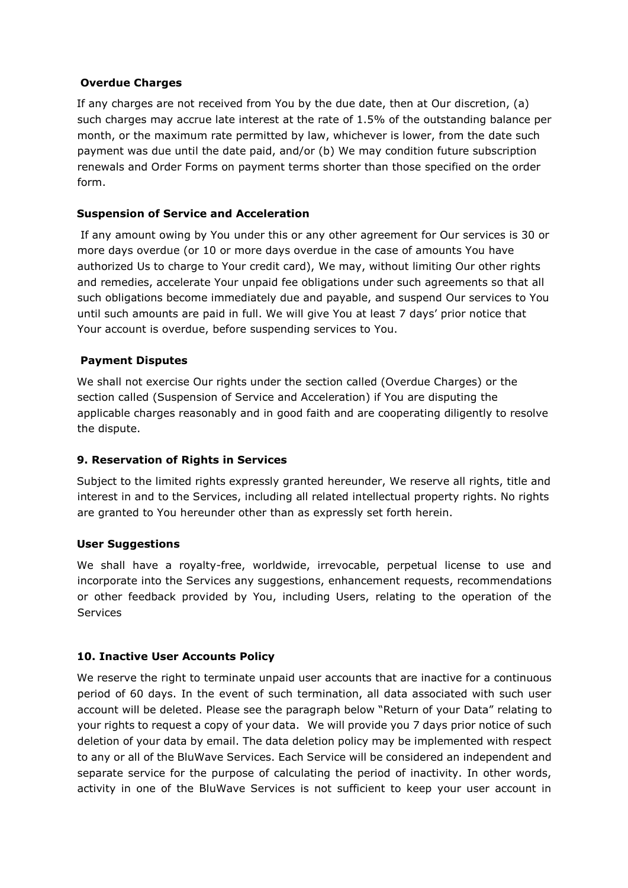### Overdue Charges

If any charges are not received from You by the due date, then at Our discretion, (a) such charges may accrue late interest at the rate of 1.5% of the outstanding balance per month, or the maximum rate permitted by law, whichever is lower, from the date such payment was due until the date paid, and/or (b) We may condition future subscription renewals and Order Forms on payment terms shorter than those specified on the order form.

### Suspension of Service and Acceleration

If any amount owing by You under this or any other agreement for Our services is 30 or more days overdue (or 10 or more days overdue in the case of amounts You have authorized Us to charge to Your credit card), We may, without limiting Our other rights and remedies, accelerate Your unpaid fee obligations under such agreements so that all such obligations become immediately due and payable, and suspend Our services to You until such amounts are paid in full. We will give You at least 7 days' prior notice that Your account is overdue, before suspending services to You.

### Payment Disputes

We shall not exercise Our rights under the section called (Overdue Charges) or the section called (Suspension of Service and Acceleration) if You are disputing the applicable charges reasonably and in good faith and are cooperating diligently to resolve the dispute.

## 9. Reservation of Rights in Services

Subject to the limited rights expressly granted hereunder, We reserve all rights, title and interest in and to the Services, including all related intellectual property rights. No rights are granted to You hereunder other than as expressly set forth herein.

### User Suggestions

We shall have a royalty-free, worldwide, irrevocable, perpetual license to use and incorporate into the Services any suggestions, enhancement requests, recommendations or other feedback provided by You, including Users, relating to the operation of the Services

## 10. Inactive User Accounts Policy

We reserve the right to terminate unpaid user accounts that are inactive for a continuous period of 60 days. In the event of such termination, all data associated with such user account will be deleted. Please see the paragraph below "Return of your Data" relating to your rights to request a copy of your data. We will provide you 7 days prior notice of such deletion of your data by email. The data deletion policy may be implemented with respect to any or all of the BluWave Services. Each Service will be considered an independent and separate service for the purpose of calculating the period of inactivity. In other words, activity in one of the BluWave Services is not sufficient to keep your user account in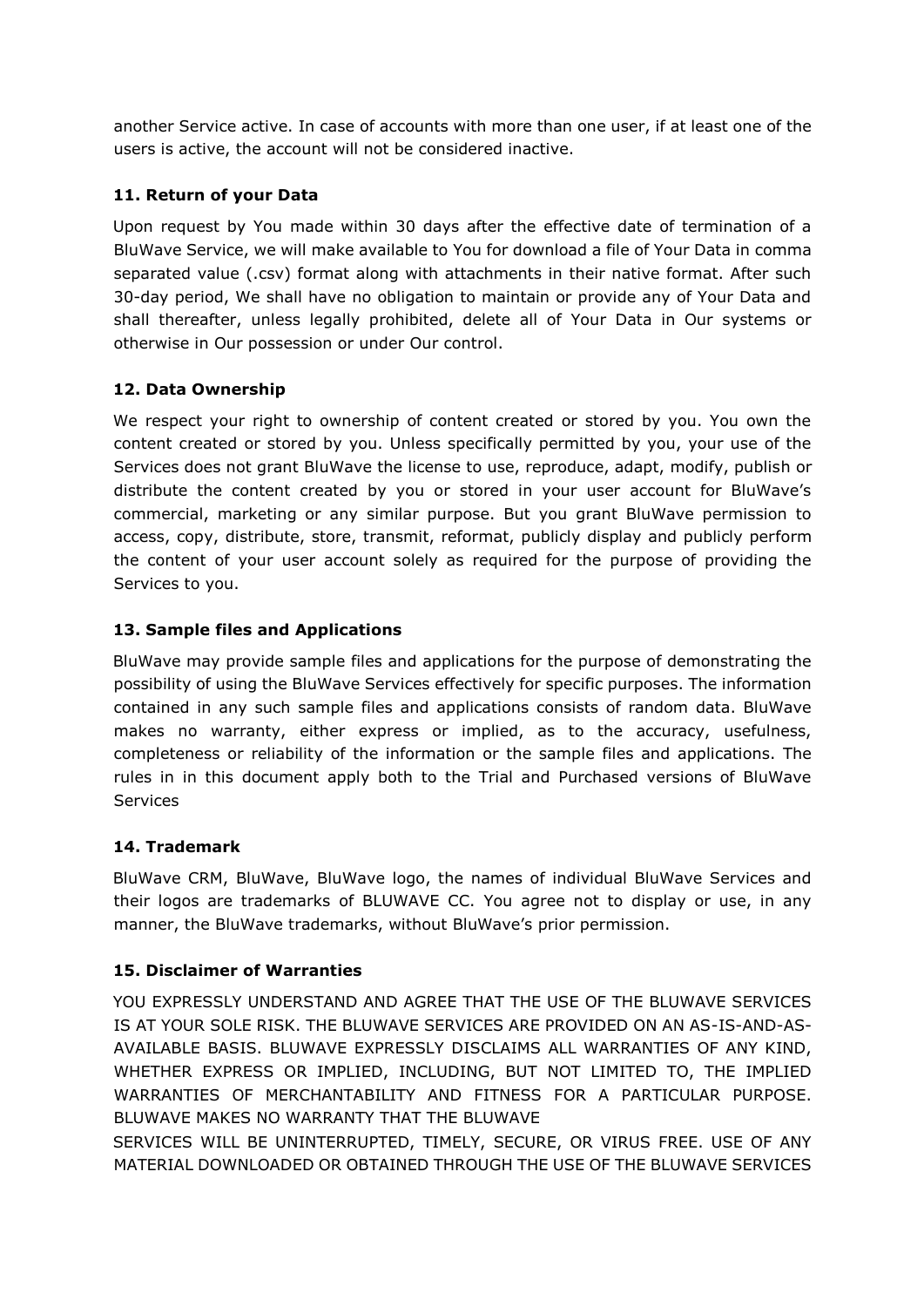another Service active. In case of accounts with more than one user, if at least one of the users is active, the account will not be considered inactive.

### 11. Return of your Data

Upon request by You made within 30 days after the effective date of termination of a BluWave Service, we will make available to You for download a file of Your Data in comma separated value (.csv) format along with attachments in their native format. After such 30-day period, We shall have no obligation to maintain or provide any of Your Data and shall thereafter, unless legally prohibited, delete all of Your Data in Our systems or otherwise in Our possession or under Our control.

### 12. Data Ownership

We respect your right to ownership of content created or stored by you. You own the content created or stored by you. Unless specifically permitted by you, your use of the Services does not grant BluWave the license to use, reproduce, adapt, modify, publish or distribute the content created by you or stored in your user account for BluWave's commercial, marketing or any similar purpose. But you grant BluWave permission to access, copy, distribute, store, transmit, reformat, publicly display and publicly perform the content of your user account solely as required for the purpose of providing the Services to you.

### 13. Sample files and Applications

BluWave may provide sample files and applications for the purpose of demonstrating the possibility of using the BluWave Services effectively for specific purposes. The information contained in any such sample files and applications consists of random data. BluWave makes no warranty, either express or implied, as to the accuracy, usefulness, completeness or reliability of the information or the sample files and applications. The rules in in this document apply both to the Trial and Purchased versions of BluWave Services

### 14. Trademark

BluWave CRM, BluWave, BluWave logo, the names of individual BluWave Services and their logos are trademarks of BLUWAVE CC. You agree not to display or use, in any manner, the BluWave trademarks, without BluWave's prior permission.

### 15. Disclaimer of Warranties

YOU EXPRESSLY UNDERSTAND AND AGREE THAT THE USE OF THE BLUWAVE SERVICES IS AT YOUR SOLE RISK. THE BLUWAVE SERVICES ARE PROVIDED ON AN AS-IS-AND-AS-AVAILABLE BASIS. BLUWAVE EXPRESSLY DISCLAIMS ALL WARRANTIES OF ANY KIND, WHETHER EXPRESS OR IMPLIED, INCLUDING, BUT NOT LIMITED TO, THE IMPLIED WARRANTIES OF MERCHANTABILITY AND FITNESS FOR A PARTICULAR PURPOSE. BLUWAVE MAKES NO WARRANTY THAT THE BLUWAVE SERVICES WILL BE UNINTERRUPTED, TIMELY, SECURE, OR VIRUS FREE. USE OF ANY MATERIAL DOWNLOADED OR OBTAINED THROUGH THE USE OF THE BLUWAVE SERVICES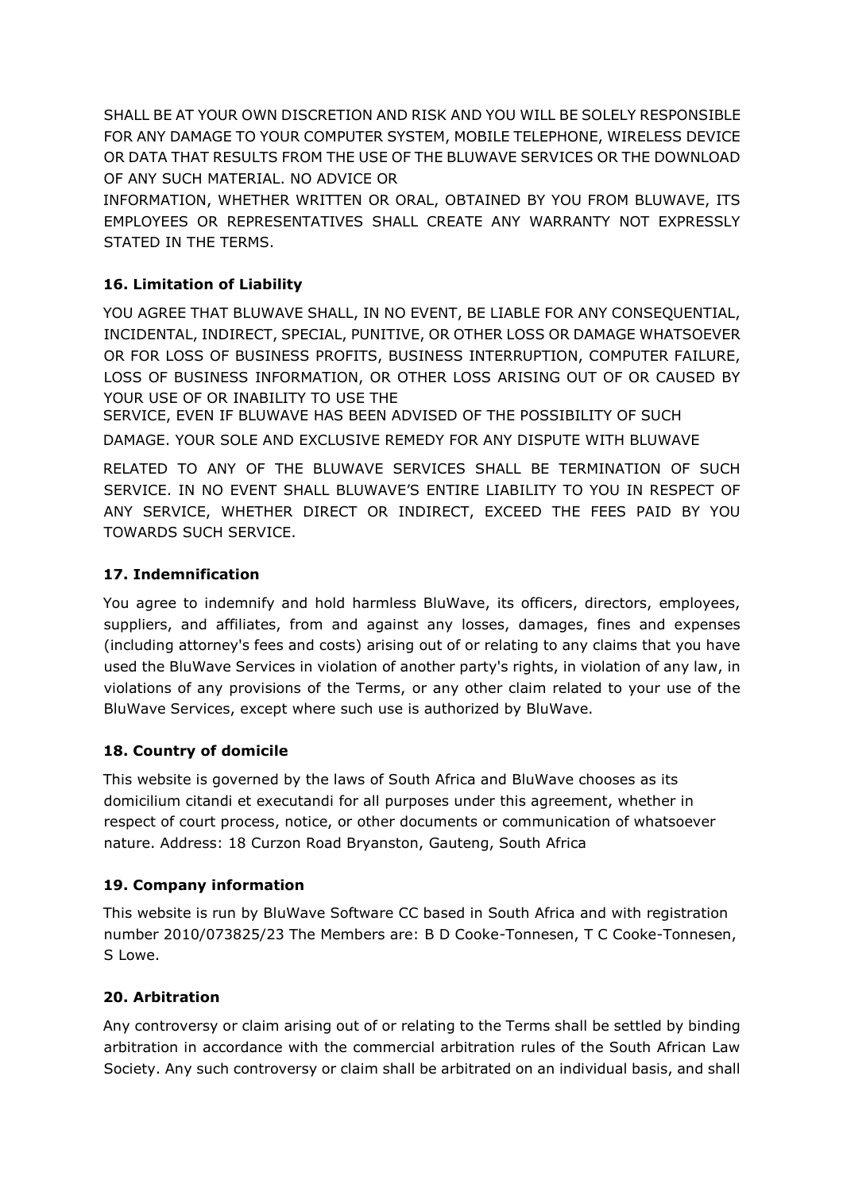SHALL BE AT YOUR OWN DISCRETION AND RISK AND YOU WILL BE SOLELY RESPONSIBLE FOR ANY DAMAGE TO YOUR COMPUTER SYSTEM, MOBILE TELEPHONE, WIRELESS DEVICE OR DATA THAT RESULTS FROM THE USE OF THE BLUWAVE SERVICES OR THE DOWNLOAD OF ANY SUCH MATERIAL. NO ADVICE OR INFORMATION, WHETHER WRITTEN OR ORAL, OBTAINED BY YOU FROM BLUWAVE, ITS EMPLOYEES OR REPRESENTATIVES SHALL CREATE ANY WARRANTY NOT EXPRESSLY STATED IN THE TERMS.

**16. Limitation of Liability**

YOU AGREE THAT BLUWAVE SHALL, IN NO EVENT, BE LIABLE FOR ANY CONSEQUENTIAL, INCIDENTAL, INDIRECT, SPECIAL, PUNITIVE, OR OTHER LOSS OR DAMAGE WHATSOEVER OR FOR LOSS OF BUSINESS PROFITS, BUSINESS INTERRUPTION, COMPUTER FAILURE, LOSS OF BUSINESS INFORMATION, OR OTHER LOSS ARISING OUT OF OR CAUSED BY YOUR USE OF OR INABILITY TO USE THE SERVICE, EVEN IF BLUWAVE HAS BEEN ADVISED OF THE POSSIBILITY OF SUCH DAMAGE. YOUR SOLE AND EXCLUSIVE REMEDY FOR ANY DISPUTE WITH BLUWAVE RELATED TO ANY OF THE BLUWAVE SERVICES SHALL BE TERMINATION OF SUCH SERVICE. IN NO EVENT SHALL BLUWAVE'S ENTIRE LIABILITY TO YOU IN RESPECT OF ANY SERVICE, WHETHER DIRECT OR INDIRECT, EXCEED THE FEES PAID BY YOU TOWARDS SUCH SERVICE.

**17. Indemnification**

You agree to indemnify and hold harmless BluWave, its officers, directors, employees, suppliers, and affiliates, from and against any losses, damages, fines and expenses (including attorney's fees and costs) arising out of or relating to any claims that you have used the BluWave Services in violation of another party's rights, in violation of any law, in violations of any provisions of the Terms, or any other claim related to your use of the BluWave Services, except where such use is authorized by BluWave.

**18. Country of domicile**

This website is governed by the laws of South Africa and BluWave chooses as its domicilium citandi et executandi for all purposes under this agreement, whether in respect of court process, notice, or other documents or communication of whatsoever nature. Address: 18 Curzon Road Bryanston, Gauteng, South Africa

**19. Company information**

This website is run by BluWave Software CC based in South Africa and with registration number 2010/073825/23 The Members are: B D Cooke-Tonnesen, T C Cooke-Tonnesen, S Lowe.

**20. Arbitration**

Any controversy or claim arising out of or relating to the Terms shall be settled by binding arbitration in accordance with the commercial arbitration rules of the South African Law Society. Any such controversy or claim shall be arbitrated on an individual basis, and shall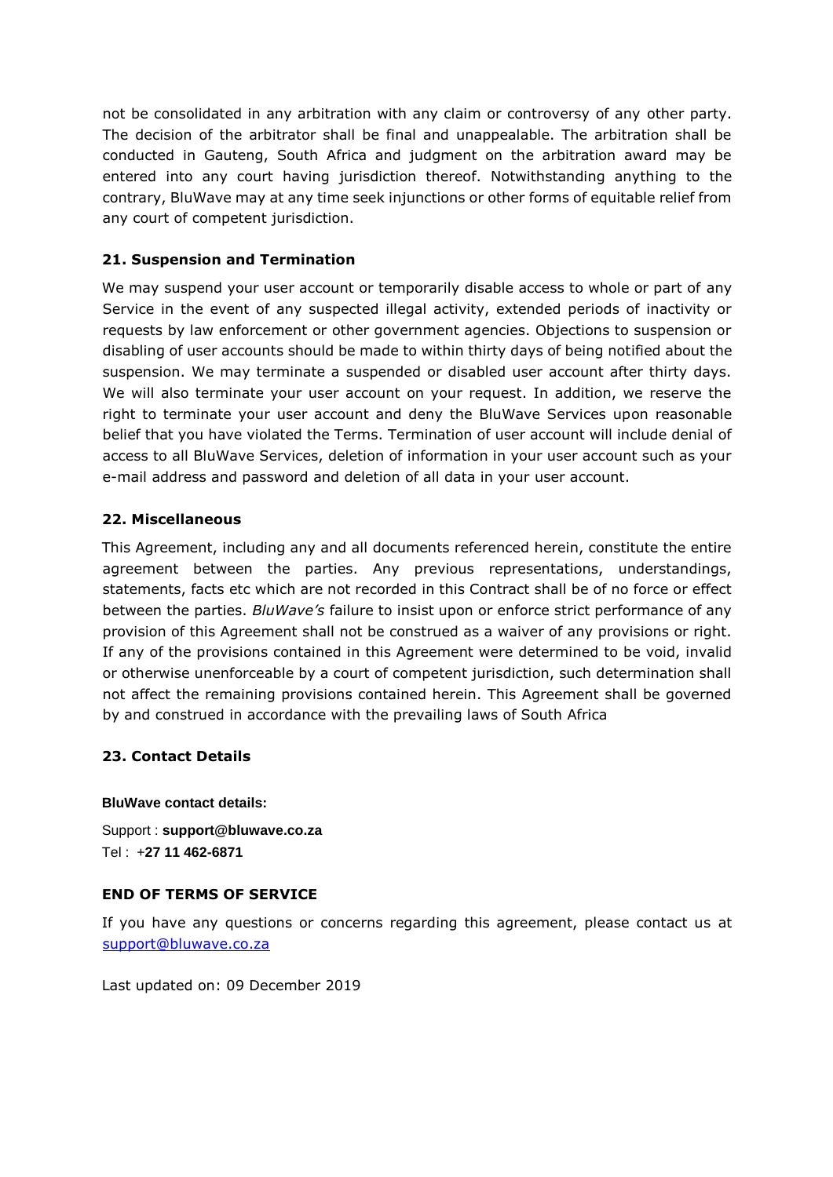not be consolidated in any arbitration with any claim or controversy of any other party. The decision of the arbitrator shall be final and unappealable. The arbitration shall be conducted in Gauteng, South Africa and judgment on the arbitration award may be entered into any court having jurisdiction thereof. Notwithstanding anything to the contrary, BluWave may at any time seek injunctions or other forms of equitable relief from any court of competent jurisdiction.

### 21. Suspension and Termination

We may suspend your user account or temporarily disable access to whole or part of any Service in the event of any suspected illegal activity, extended periods of inactivity or requests by law enforcement or other government agencies. Objections to suspension or disabling of user accounts should be made to within thirty days of being notified about the suspension. We may terminate a suspended or disabled user account after thirty days. We will also terminate your user account on your request. In addition, we reserve the right to terminate your user account and deny the BluWave Services upon reasonable belief that you have violated the Terms. Termination of user account will include denial of access to all BluWave Services, deletion of information in your user account such as your e-mail address and password and deletion of all data in your user account.

### 22. Miscellaneous

This Agreement, including any and all documents referenced herein, constitute the entire agreement between the parties. Any previous representations, understandings, statements, facts etc which are not recorded in this Contract shall be of no force or effect between the parties. *BluWave's* failure to insist upon or enforce strict performance of any provision of this Agreement shall not be construed as a waiver of any provisions or right. If any of the provisions contained in this Agreement were determined to be void, invalid or otherwise unenforceable by a court of competent jurisdiction, such determination shall not affect the remaining provisions contained herein. This Agreement shall be governed by and construed in accordance with the prevailing laws of South Africa

### 23. Contact Details

**BluWave contact details:**

Support : **support@bluwave.co.za**
Tel : **+27 11 462-6871**

### END OF TERMS OF SERVICE

If you have any questions or concerns regarding this agreement, please contact us at support@bluwave.co.za

Last updated on: 09 December 2019